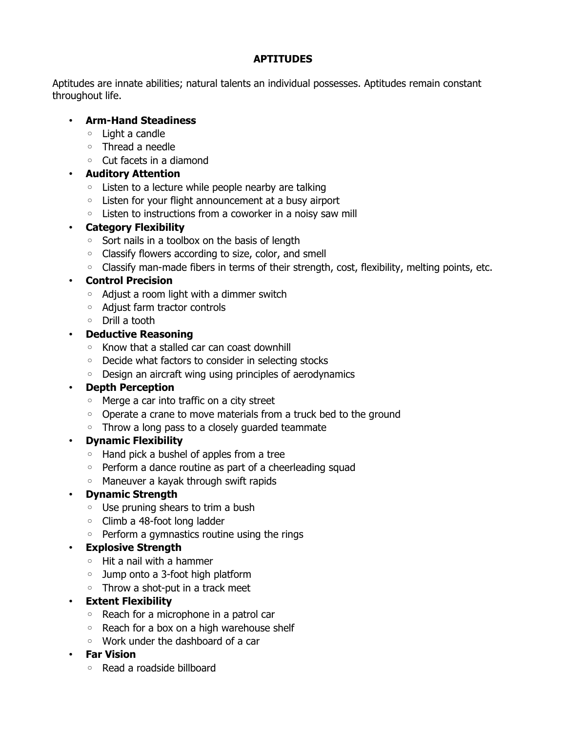# APTITUDES

Aptitudes are innate abilities; natural talents an individual possesses. Aptitudes remain constant throughout life.

- **Arm-Hand Steadiness**
  - Light a candle
  - Thread a needle
  - Cut facets in a diamond
- **Auditory Attention**
  - Listen to a lecture while people nearby are talking
  - Listen for your flight announcement at a busy airport
  - Listen to instructions from a coworker in a noisy saw mill
- **Category Flexibility**
  - Sort nails in a toolbox on the basis of length
  - Classify flowers according to size, color, and smell
  - Classify man-made fibers in terms of their strength, cost, flexibility, melting points, etc.
- **Control Precision**
  - Adjust a room light with a dimmer switch
  - Adjust farm tractor controls
  - Drill a tooth
- **Deductive Reasoning**
  - Know that a stalled car can coast downhill
  - Decide what factors to consider in selecting stocks
  - Design an aircraft wing using principles of aerodynamics
- **Depth Perception**
  - Merge a car into traffic on a city street
  - Operate a crane to move materials from a truck bed to the ground
  - Throw a long pass to a closely guarded teammate
- **Dynamic Flexibility**
  - Hand pick a bushel of apples from a tree
  - Perform a dance routine as part of a cheerleading squad
  - Maneuver a kayak through swift rapids
- **Dynamic Strength**
  - Use pruning shears to trim a bush
  - Climb a 48-foot long ladder
  - Perform a gymnastics routine using the rings
- **Explosive Strength**
  - Hit a nail with a hammer
  - Jump onto a 3-foot high platform
  - Throw a shot-put in a track meet
- **Extent Flexibility**
  - Reach for a microphone in a patrol car
  - Reach for a box on a high warehouse shelf
  - Work under the dashboard of a car
- **Far Vision**
  - Read a roadside billboard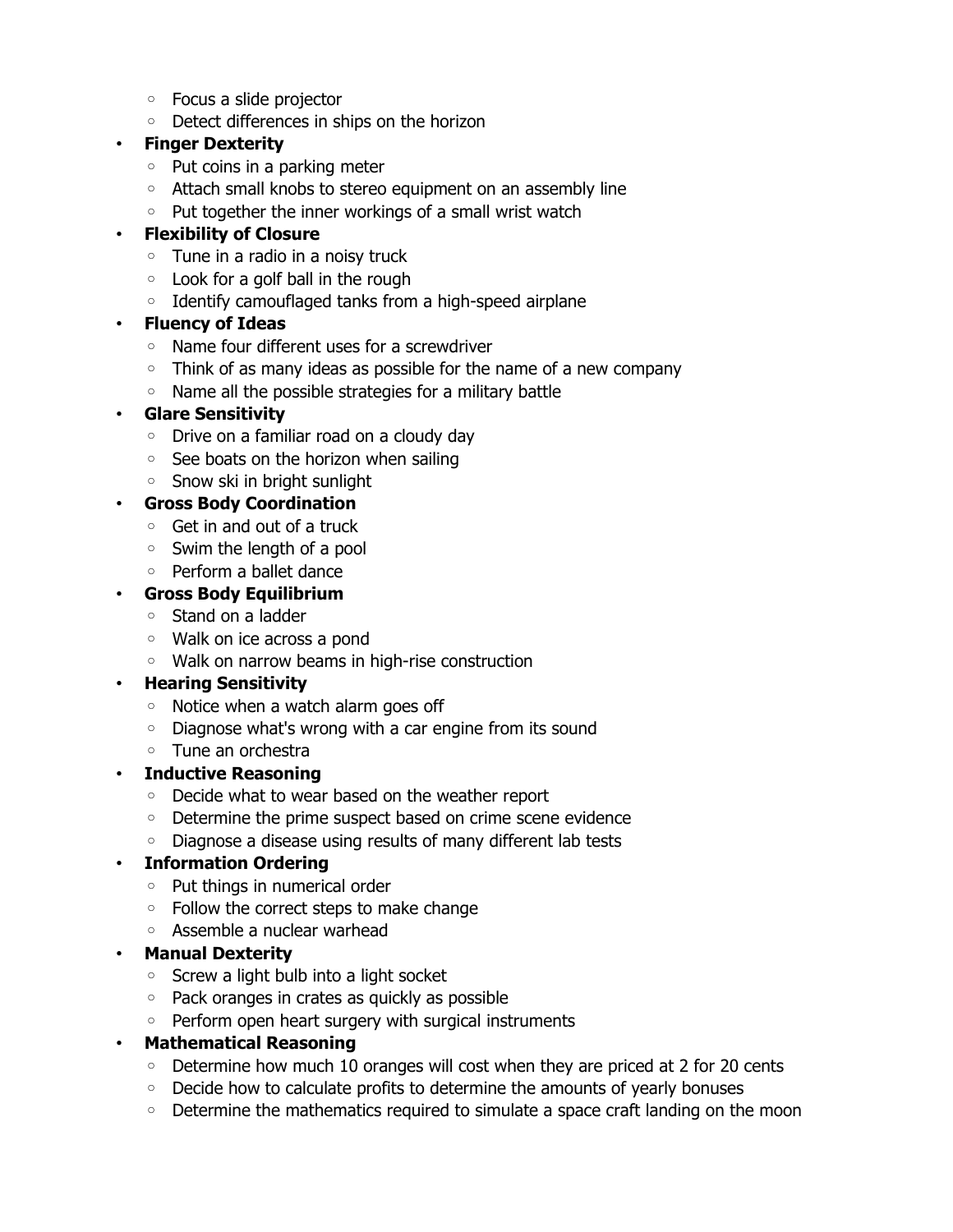- Focus a slide projector
  - Detect differences in ships on the horizon
- **Finger Dexterity**
  - Put coins in a parking meter
  - Attach small knobs to stereo equipment on an assembly line
  - Put together the inner workings of a small wrist watch
- **Flexibility of Closure**
  - Tune in a radio in a noisy truck
  - Look for a golf ball in the rough
  - Identify camouflaged tanks from a high-speed airplane
- **Fluency of Ideas**
  - Name four different uses for a screwdriver
  - Think of as many ideas as possible for the name of a new company
  - Name all the possible strategies for a military battle
- **Glare Sensitivity**
  - Drive on a familiar road on a cloudy day
  - See boats on the horizon when sailing
  - Snow ski in bright sunlight
- **Gross Body Coordination**
  - Get in and out of a truck
  - Swim the length of a pool
  - Perform a ballet dance
- **Gross Body Equilibrium**
  - Stand on a ladder
  - Walk on ice across a pond
  - Walk on narrow beams in high-rise construction
- **Hearing Sensitivity**
  - Notice when a watch alarm goes off
  - Diagnose what's wrong with a car engine from its sound
  - Tune an orchestra
- **Inductive Reasoning**
  - Decide what to wear based on the weather report
  - Determine the prime suspect based on crime scene evidence
  - Diagnose a disease using results of many different lab tests
- **Information Ordering**
  - Put things in numerical order
  - Follow the correct steps to make change
  - Assemble a nuclear warhead
- **Manual Dexterity**
  - Screw a light bulb into a light socket
  - Pack oranges in crates as quickly as possible
  - Perform open heart surgery with surgical instruments
- **Mathematical Reasoning**
  - Determine how much 10 oranges will cost when they are priced at 2 for 20 cents
  - Decide how to calculate profits to determine the amounts of yearly bonuses
  - Determine the mathematics required to simulate a space craft landing on the moon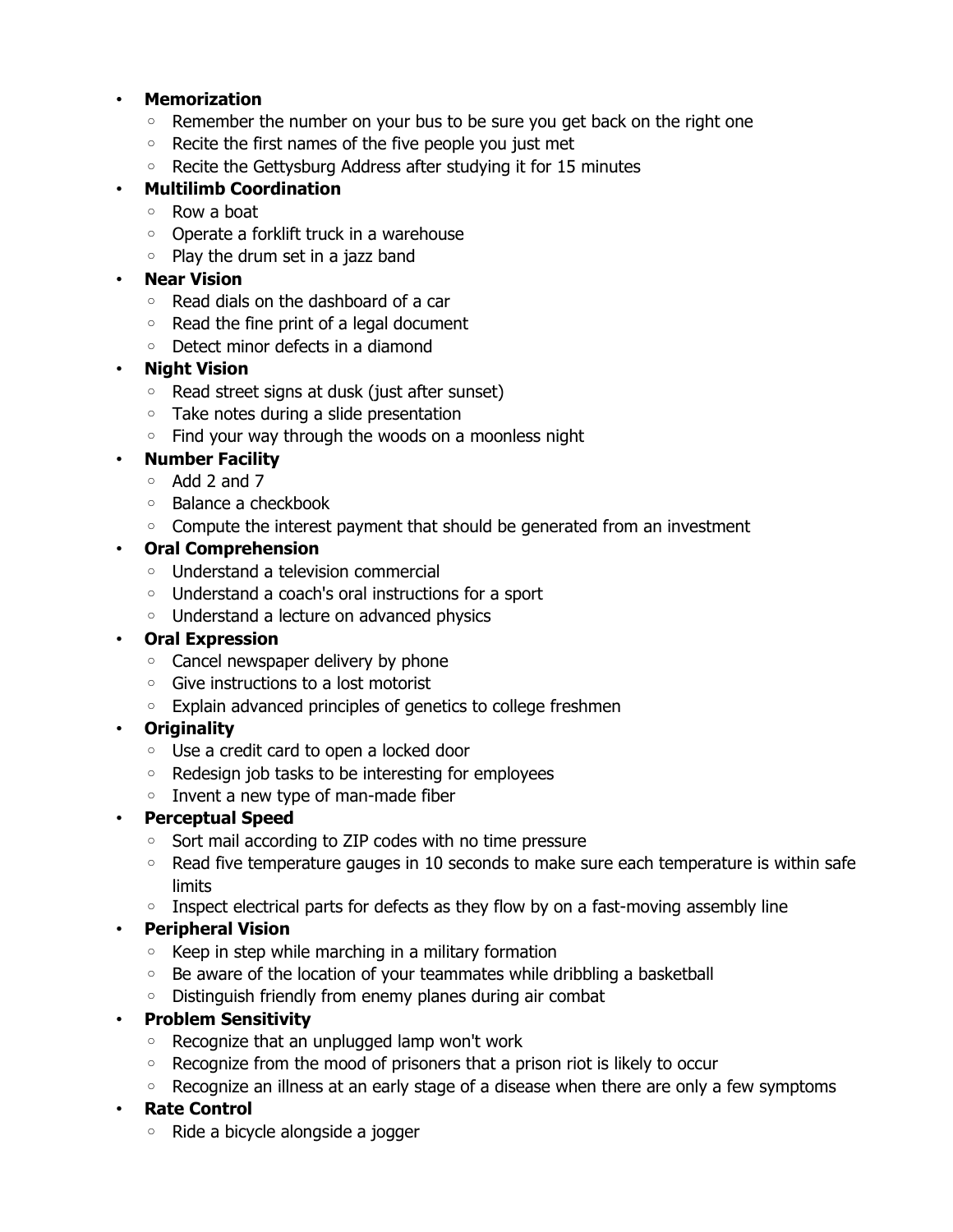- **Memorization**
  - Remember the number on your bus to be sure you get back on the right one
  - Recite the first names of the five people you just met
  - Recite the Gettysburg Address after studying it for 15 minutes
- **Multilimb Coordination**
  - Row a boat
  - Operate a forklift truck in a warehouse
  - Play the drum set in a jazz band
- **Near Vision**
  - Read dials on the dashboard of a car
  - Read the fine print of a legal document
  - Detect minor defects in a diamond
- **Night Vision**
  - Read street signs at dusk (just after sunset)
  - Take notes during a slide presentation
  - Find your way through the woods on a moonless night
- **Number Facility**
  - Add 2 and 7
  - Balance a checkbook
  - Compute the interest payment that should be generated from an investment
- **Oral Comprehension**
  - Understand a television commercial
  - Understand a coach's oral instructions for a sport
  - Understand a lecture on advanced physics
- **Oral Expression**
  - Cancel newspaper delivery by phone
  - Give instructions to a lost motorist
  - Explain advanced principles of genetics to college freshmen
- **Originality**
  - Use a credit card to open a locked door
  - Redesign job tasks to be interesting for employees
  - Invent a new type of man-made fiber
- **Perceptual Speed**
  - Sort mail according to ZIP codes with no time pressure
  - Read five temperature gauges in 10 seconds to make sure each temperature is within safe limits
  - Inspect electrical parts for defects as they flow by on a fast-moving assembly line
- **Peripheral Vision**
  - Keep in step while marching in a military formation
  - Be aware of the location of your teammates while dribbling a basketball
  - Distinguish friendly from enemy planes during air combat
- **Problem Sensitivity**
  - Recognize that an unplugged lamp won't work
  - Recognize from the mood of prisoners that a prison riot is likely to occur
  - Recognize an illness at an early stage of a disease when there are only a few symptoms
- **Rate Control**
  - Ride a bicycle alongside a jogger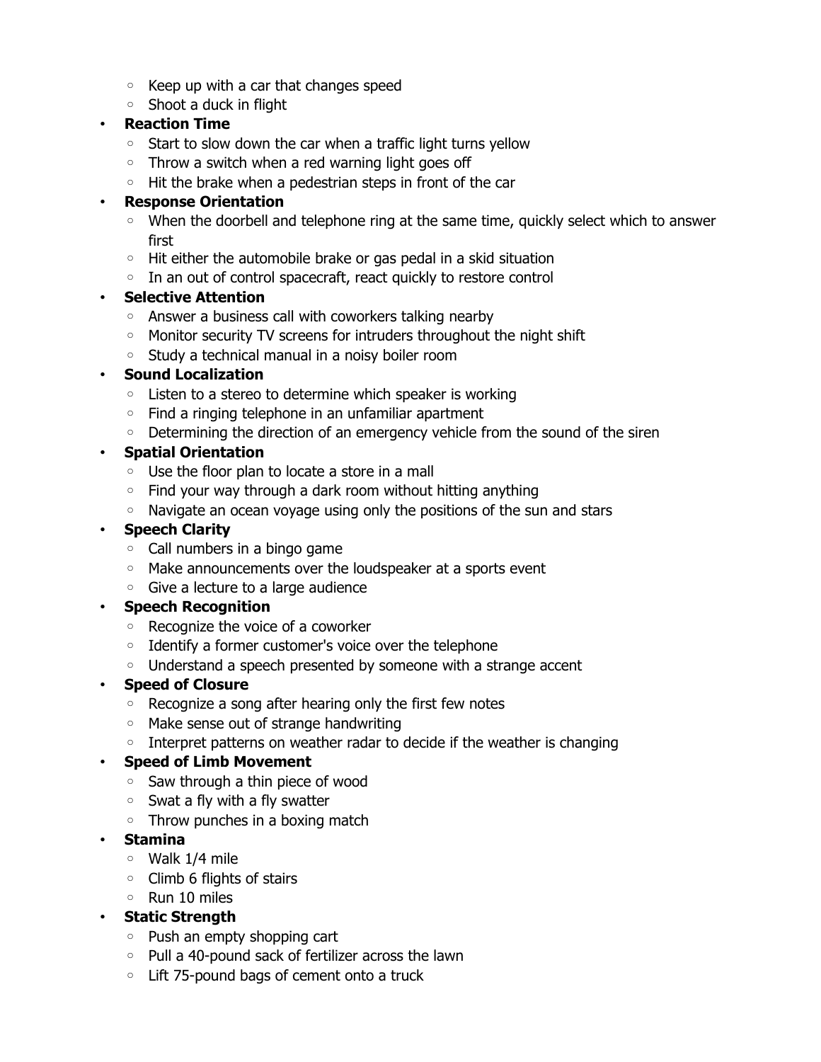- Keep up with a car that changes speed
  - Shoot a duck in flight
- **Reaction Time**
  - Start to slow down the car when a traffic light turns yellow
  - Throw a switch when a red warning light goes off
  - Hit the brake when a pedestrian steps in front of the car
- **Response Orientation**
  - When the doorbell and telephone ring at the same time, quickly select which to answer first
  - Hit either the automobile brake or gas pedal in a skid situation
  - In an out of control spacecraft, react quickly to restore control
- **Selective Attention**
  - Answer a business call with coworkers talking nearby
  - Monitor security TV screens for intruders throughout the night shift
  - Study a technical manual in a noisy boiler room
- **Sound Localization**
  - Listen to a stereo to determine which speaker is working
  - Find a ringing telephone in an unfamiliar apartment
  - Determining the direction of an emergency vehicle from the sound of the siren
- **Spatial Orientation**
  - Use the floor plan to locate a store in a mall
  - Find your way through a dark room without hitting anything
  - Navigate an ocean voyage using only the positions of the sun and stars
- **Speech Clarity**
  - Call numbers in a bingo game
  - Make announcements over the loudspeaker at a sports event
  - Give a lecture to a large audience
- **Speech Recognition**
  - Recognize the voice of a coworker
  - Identify a former customer's voice over the telephone
  - Understand a speech presented by someone with a strange accent
- **Speed of Closure**
  - Recognize a song after hearing only the first few notes
  - Make sense out of strange handwriting
  - Interpret patterns on weather radar to decide if the weather is changing
- **Speed of Limb Movement**
  - Saw through a thin piece of wood
  - Swat a fly with a fly swatter
  - Throw punches in a boxing match
- **Stamina**
  - Walk 1/4 mile
  - Climb 6 flights of stairs
  - Run 10 miles
- **Static Strength**
  - Push an empty shopping cart
  - Pull a 40-pound sack of fertilizer across the lawn
  - Lift 75-pound bags of cement onto a truck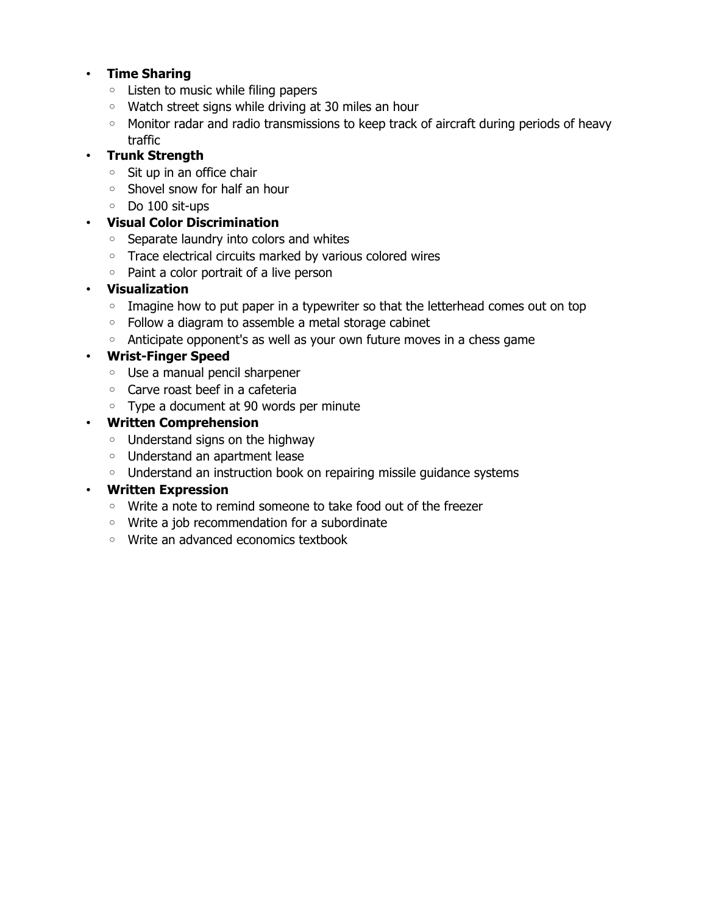- **Time Sharing**
  - Listen to music while filing papers
  - Watch street signs while driving at 30 miles an hour
  - Monitor radar and radio transmissions to keep track of aircraft during periods of heavy traffic
- **Trunk Strength**
  - Sit up in an office chair
  - Shovel snow for half an hour
  - Do 100 sit-ups
- **Visual Color Discrimination**
  - Separate laundry into colors and whites
  - Trace electrical circuits marked by various colored wires
  - Paint a color portrait of a live person
- **Visualization**
  - Imagine how to put paper in a typewriter so that the letterhead comes out on top
  - Follow a diagram to assemble a metal storage cabinet
  - Anticipate opponent's as well as your own future moves in a chess game
- **Wrist-Finger Speed**
  - Use a manual pencil sharpener
  - Carve roast beef in a cafeteria
  - Type a document at 90 words per minute
- **Written Comprehension**
  - Understand signs on the highway
  - Understand an apartment lease
  - Understand an instruction book on repairing missile guidance systems
- **Written Expression**
  - Write a note to remind someone to take food out of the freezer
  - Write a job recommendation for a subordinate
  - Write an advanced economics textbook